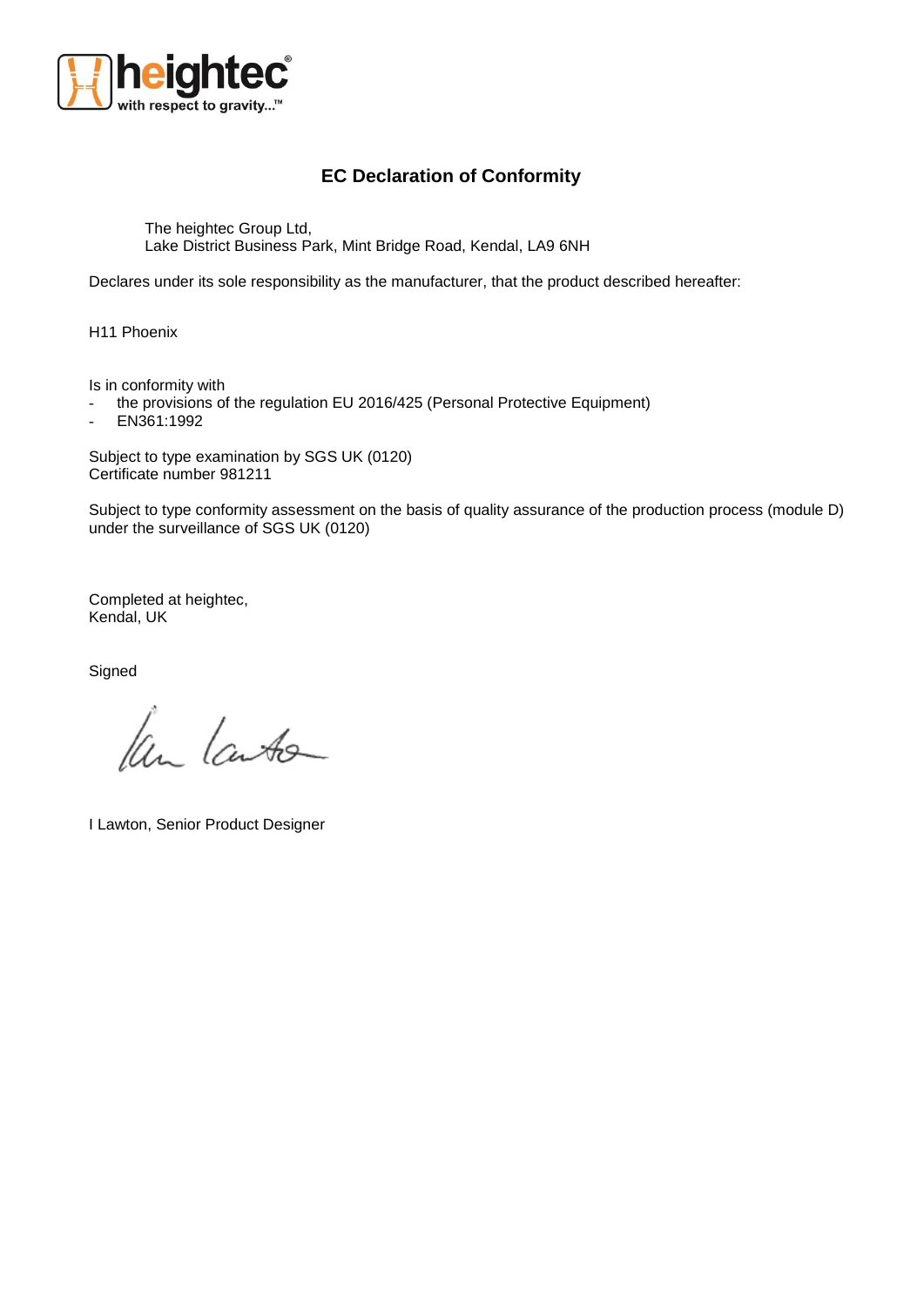heightec
with respect to gravity...™

# EC Declaration of Conformity

The heightec Group Ltd,
Lake District Business Park, Mint Bridge Road, Kendal, LA9 6NH

Declares under its sole responsibility as the manufacturer, that the product described hereafter:

H11 Phoenix

Is in conformity with

- the provisions of the regulation EU 2016/425 (Personal Protective Equipment)
- EN361:1992

Subject to type examination by SGS UK (0120)
Certificate number 981211

Subject to type conformity assessment on the basis of quality assurance of the production process (module D) under the surveillance of SGS UK (0120)

Completed at heightec,
Kendal, UK

Signed

I Lawton, Senior Product Designer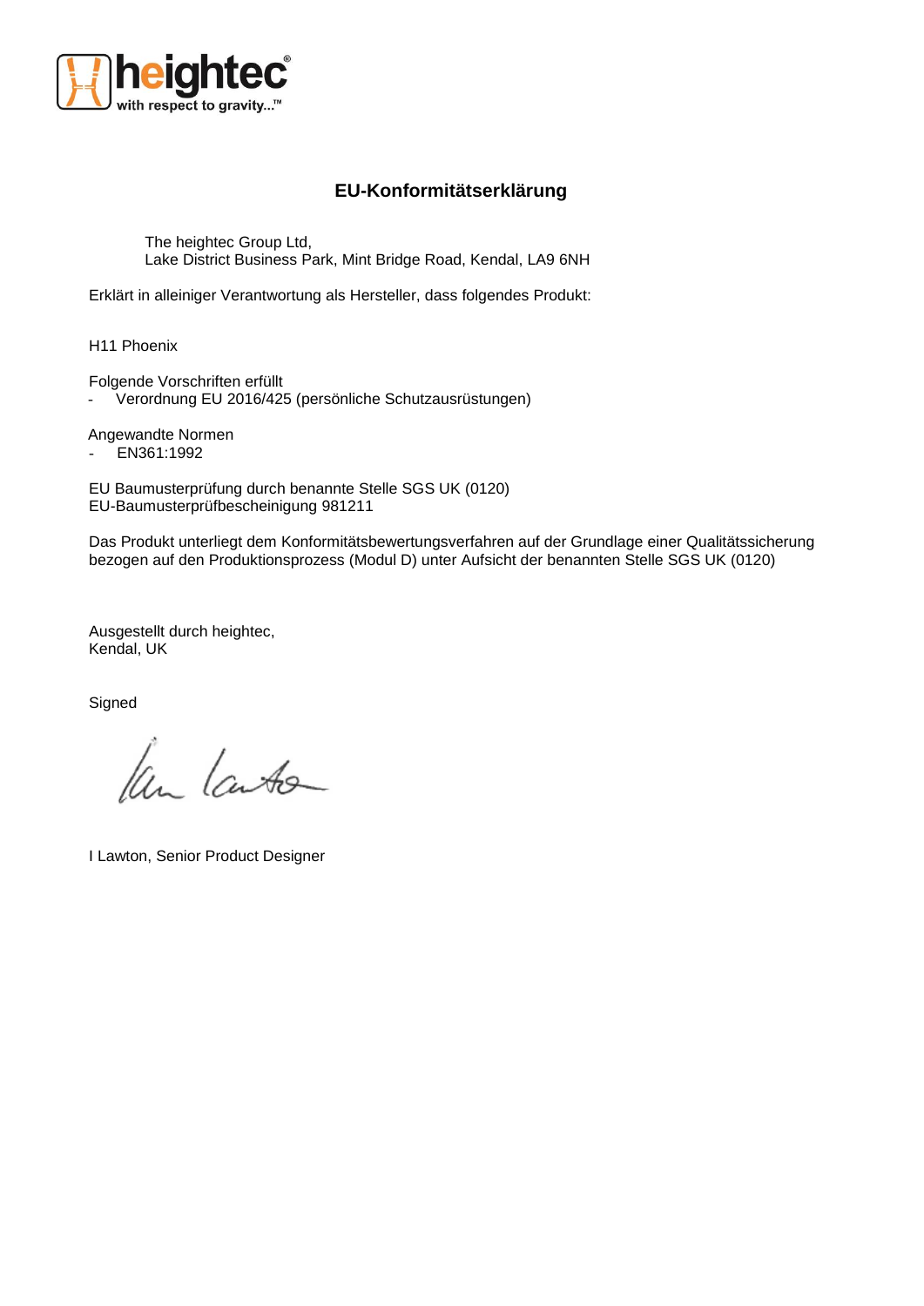# EU-Konformitätserklärung

The heightec Group Ltd,
Lake District Business Park, Mint Bridge Road, Kendal, LA9 6NH

Erklärt in alleiniger Verantwortung als Hersteller, dass folgendes Produkt:

H11 Phoenix

Folgende Vorschriften erfüllt

- Verordnung EU 2016/425 (persönliche Schutzausrüstungen)

Angewandte Normen

- EN361:1992

EU Baumusterprüfung durch benannte Stelle SGS UK (0120)
EU-Baumusterprüfbescheinigung 981211

Das Produkt unterliegt dem Konformitätsbewertungsverfahren auf der Grundlage einer Qualitätssicherung bezogen auf den Produktionsprozess (Modul D) unter Aufsicht der benannten Stelle SGS UK (0120)

Ausgestellt durch heightec,
Kendal, UK

Signed

I Lawton, Senior Product Designer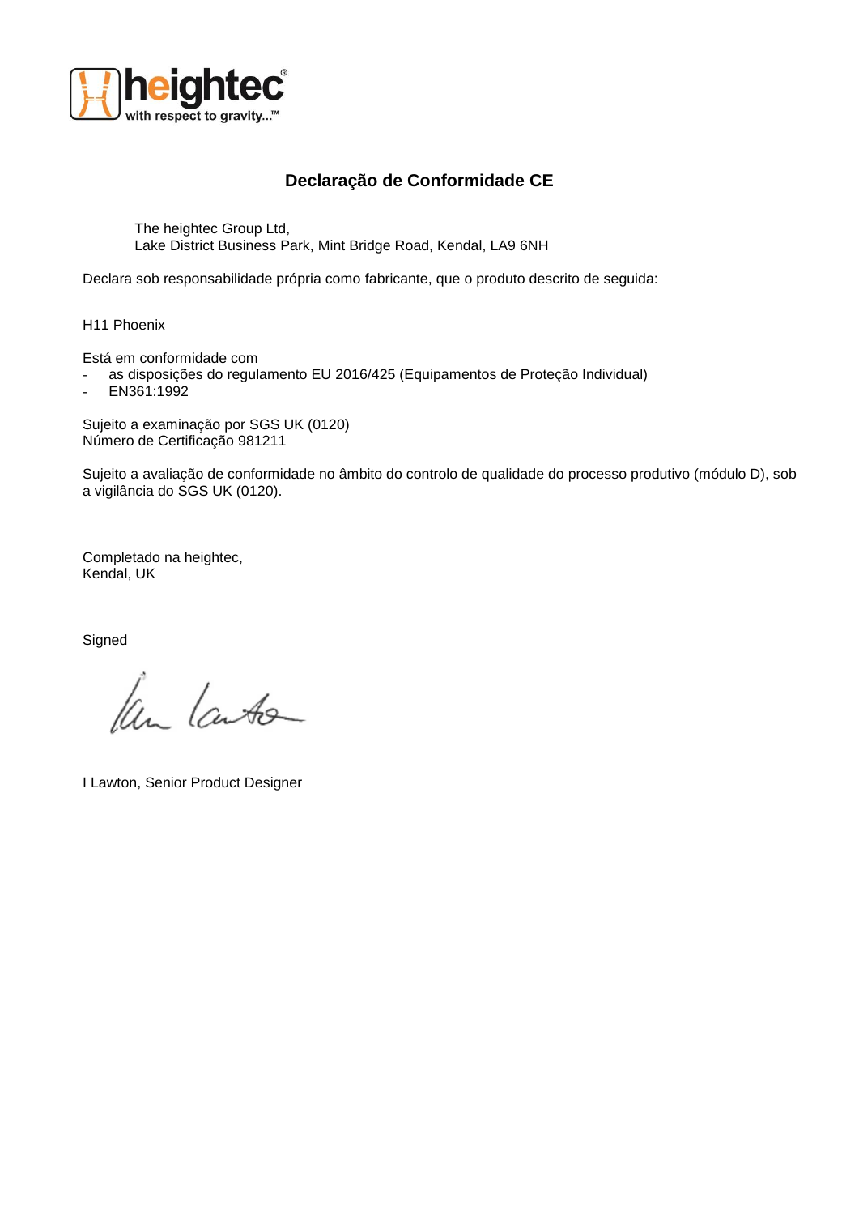heightec
with respect to gravity...™

## Declaração de Conformidade CE

The heightec Group Ltd,
Lake District Business Park, Mint Bridge Road, Kendal, LA9 6NH

Declara sob responsabilidade própria como fabricante, que o produto descrito de seguida:

H11 Phoenix

Está em conformidade com

- as disposições do regulamento EU 2016/425 (Equipamentos de Proteção Individual)
- EN361:1992

Sujeito a examinação por SGS UK (0120)
Número de Certificação 981211

Sujeito a avaliação de conformidade no âmbito do controlo de qualidade do processo produtivo (módulo D), sob a vigilância do SGS UK (0120).

Completado na heightec,
Kendal, UK

Signed

I Lawton, Senior Product Designer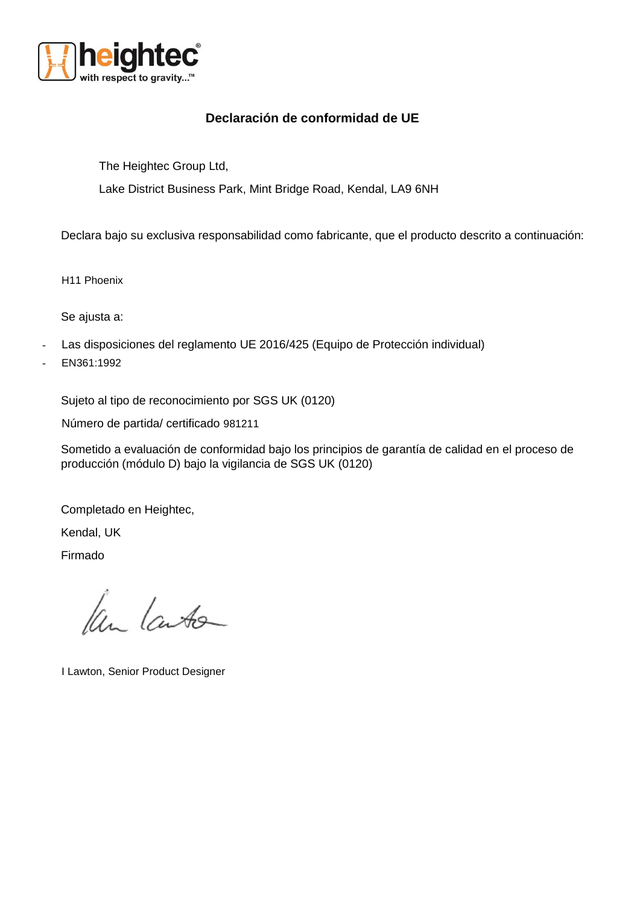## Declaración de conformidad de UE

The Heightec Group Ltd,

Lake District Business Park, Mint Bridge Road, Kendal, LA9 6NH

Declara bajo su exclusiva responsabilidad como fabricante, que el producto descrito a continuación:

H11 Phoenix

Se ajusta a:

- Las disposiciones del reglamento UE 2016/425 (Equipo de Protección individual)
- EN361:1992

Sujeto al tipo de reconocimiento por SGS UK (0120)

Número de partida/ certificado 981211

Sometido a evaluación de conformidad bajo los principios de garantía de calidad en el proceso de producción (módulo D) bajo la vigilancia de SGS UK (0120)

Completado en Heightec,

Kendal, UK

Firmado

I Lawton, Senior Product Designer